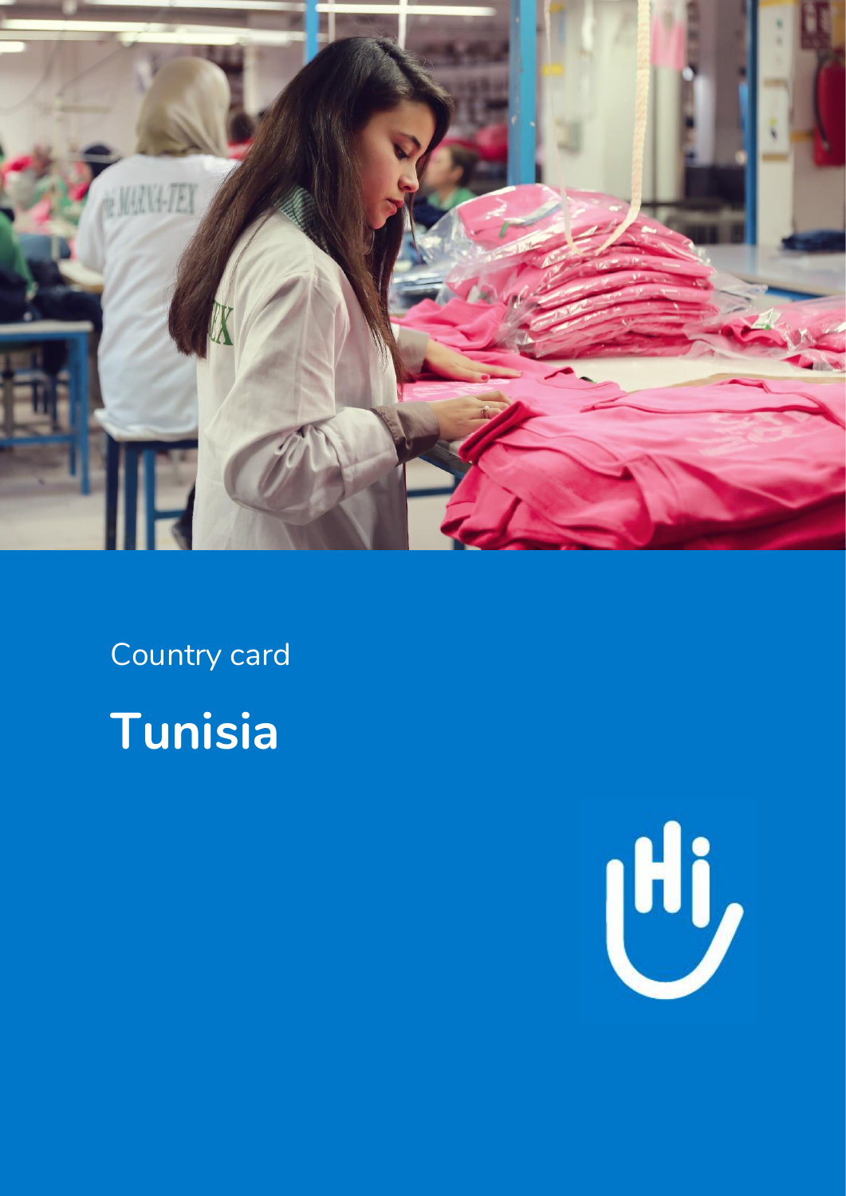Country card

# Tunisia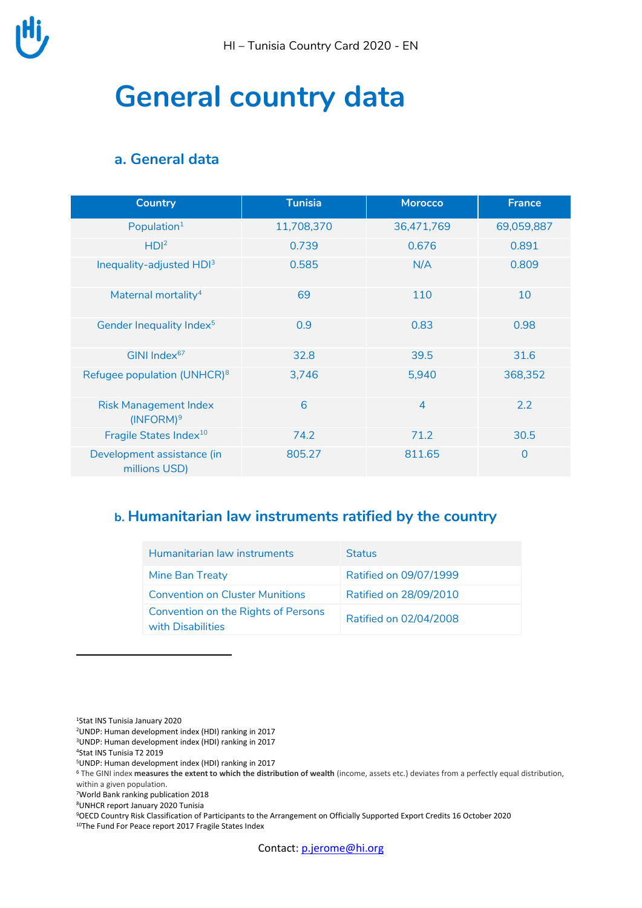# General country data

## a. General data

| Country | Tunisia | Morocco | France |
|---|---|---|---|
| Population[1] | 11,708,370 | 36,471,769 | 69,059,887 |
| HDI[2] | 0.739 | 0.676 | 0.891 |
| Inequality-adjusted HDI[3] | 0.585 | N/A | 0.809 |
| Maternal mortality[4] | 69 | 110 | 10 |
| Gender Inequality Index[5] | 0.9 | 0.83 | 0.98 |
| GINI Index[6][7] | 32.8 | 39.5 | 31.6 |
| Refugee population (UNHCR)[8] | 3,746 | 5,940 | 368,352 |
| Risk Management Index (INFORM)[9] | 6 | 4 | 2.2 |
| Fragile States Index[10] | 74.2 | 71.2 | 30.5 |
| Development assistance (in millions USD) | 805.27 | 811.65 | 0 |

## b. Humanitarian law instruments ratified by the country

| Humanitarian law instruments | Status |
|---|---|
| Mine Ban Treaty | Ratified on 09/07/1999 |
| Convention on Cluster Munitions | Ratified on 28/09/2010 |
| Convention on the Rights of Persons with Disabilities | Ratified on 02/04/2008 |

[1]Stat INS Tunisia January 2020
[2]UNDP: Human development index (HDI) ranking in 2017
[3]UNDP: Human development index (HDI) ranking in 2017
[4]Stat INS Tunisia T2 2019
[5]UNDP: Human development index (HDI) ranking in 2017
[6] The GINI index **measures the extent to which the distribution of wealth** (income, assets etc.) deviates from a perfectly equal distribution, within a given population.
[7]World Bank ranking publication 2018
[8]UNHCR report January 2020 Tunisia
[9]OECD Country Risk Classification of Participants to the Arrangement on Officially Supported Export Credits 16 October 2020
[10]The Fund For Peace report 2017 Fragile States Index

Contact: p.jerome@hi.org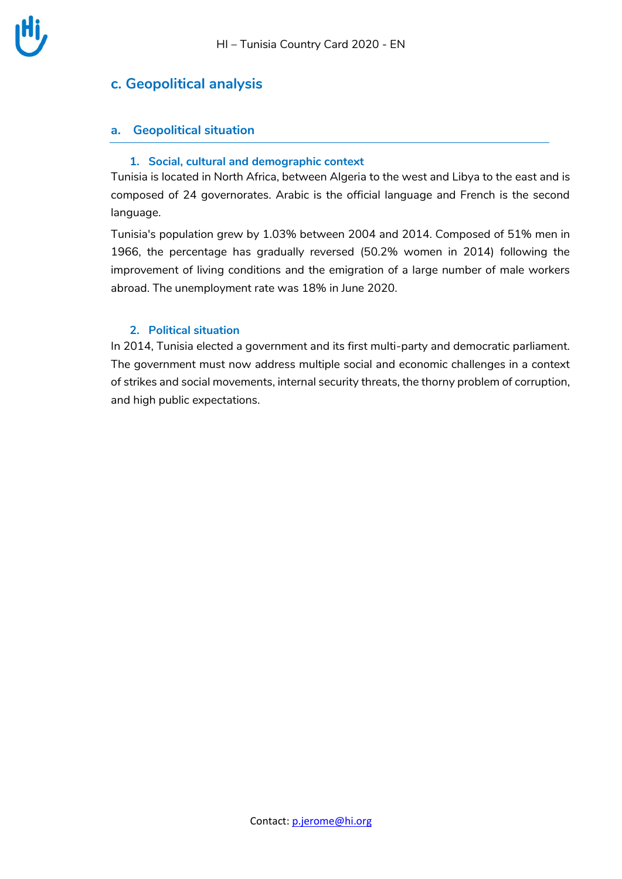## c. Geopolitical analysis

### a. Geopolitical situation

#### 1. Social, cultural and demographic context

Tunisia is located in North Africa, between Algeria to the west and Libya to the east and is composed of 24 governorates. Arabic is the official language and French is the second language.

Tunisia's population grew by 1.03% between 2004 and 2014. Composed of 51% men in 1966, the percentage has gradually reversed (50.2% women in 2014) following the improvement of living conditions and the emigration of a large number of male workers abroad. The unemployment rate was 18% in June 2020.

#### 2. Political situation

In 2014, Tunisia elected a government and its first multi-party and democratic parliament. The government must now address multiple social and economic challenges in a context of strikes and social movements, internal security threats, the thorny problem of corruption, and high public expectations.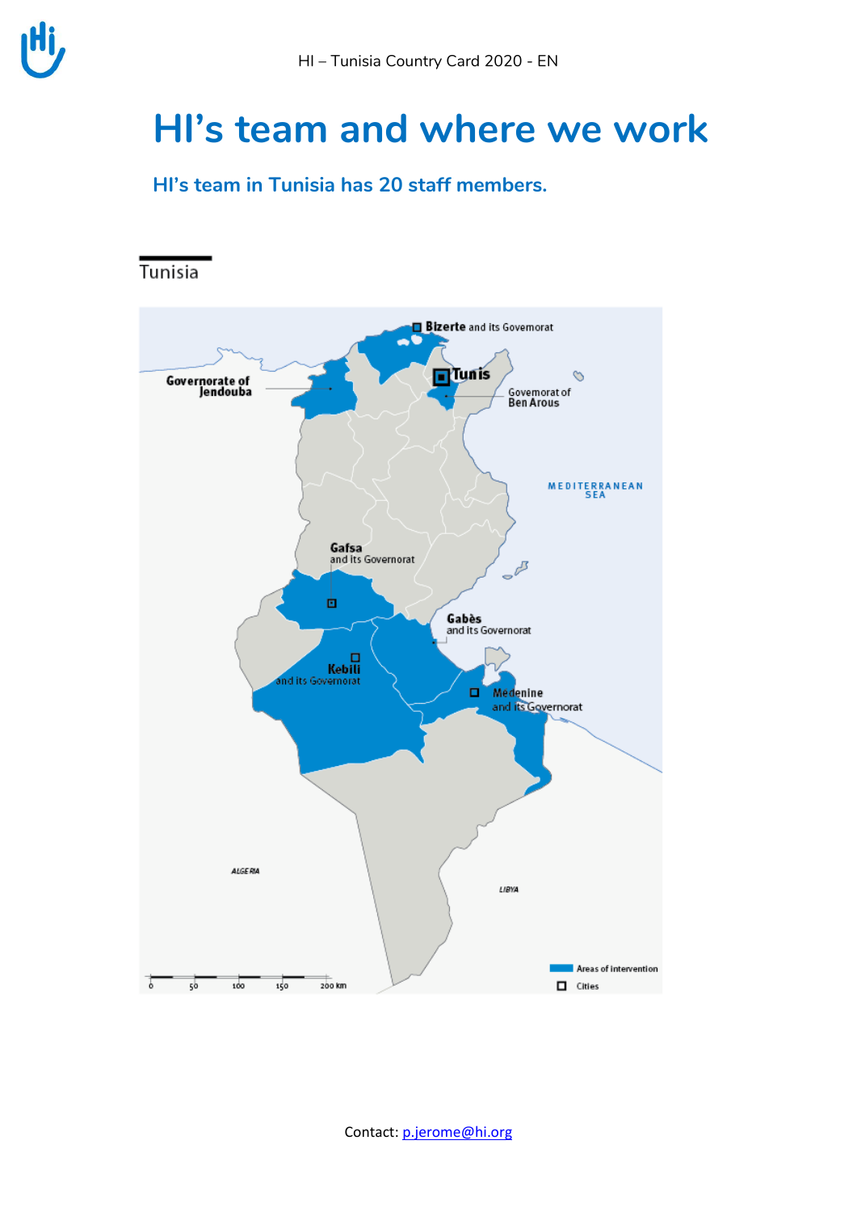# HI's team and where we work

## HI's team in Tunisia has 20 staff members.

Tunisia

Bizerte and its Governorat

Tunis

Governorate of Jendouba

Governorat of Ben Arous

MEDITERRANEAN SEA

Gafsa and its Governorat

Gabès and its Governorat

Kebili and its Governorat

Medenine and its Governorat

ALGERIA

LIBYA

Areas of intervention

Cities

0 50 100 150 200 km

Contact: [p.jerome@hi.org](mailto:p.jerome@hi.org)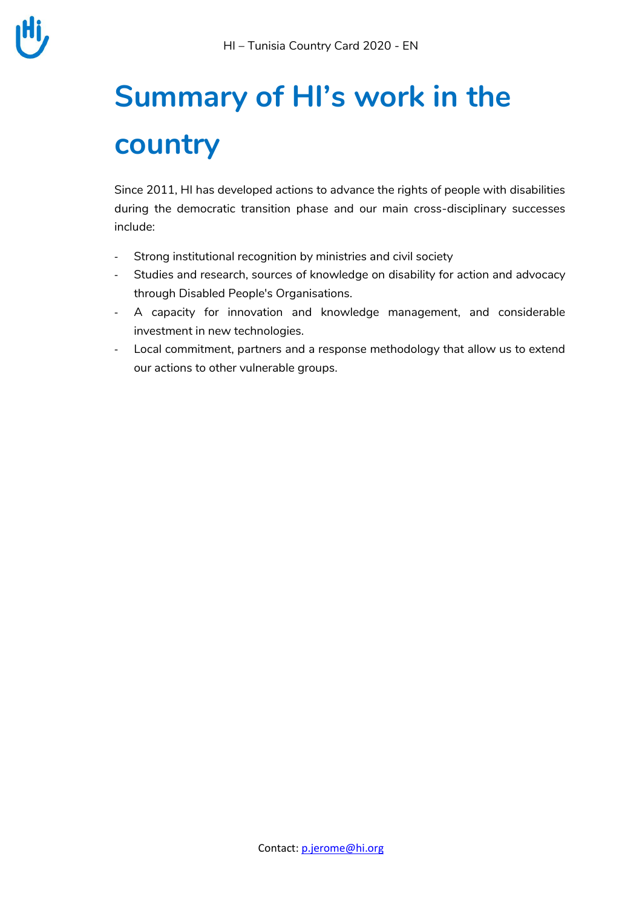# Summary of HI's work in the country

Since 2011, HI has developed actions to advance the rights of people with disabilities during the democratic transition phase and our main cross-disciplinary successes include:

- Strong institutional recognition by ministries and civil society
- Studies and research, sources of knowledge on disability for action and advocacy through Disabled People's Organisations.
- A capacity for innovation and knowledge management, and considerable investment in new technologies.
- Local commitment, partners and a response methodology that allow us to extend our actions to other vulnerable groups.

Contact: p.jerome@hi.org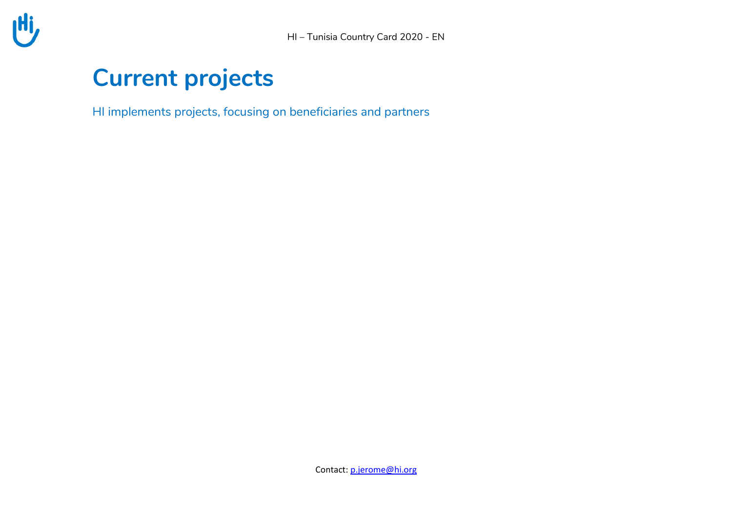# Current projects

HI implements projects, focusing on beneficiaries and partners

Contact: [p.jerome@hi.org](mailto:p.jerome@hi.org)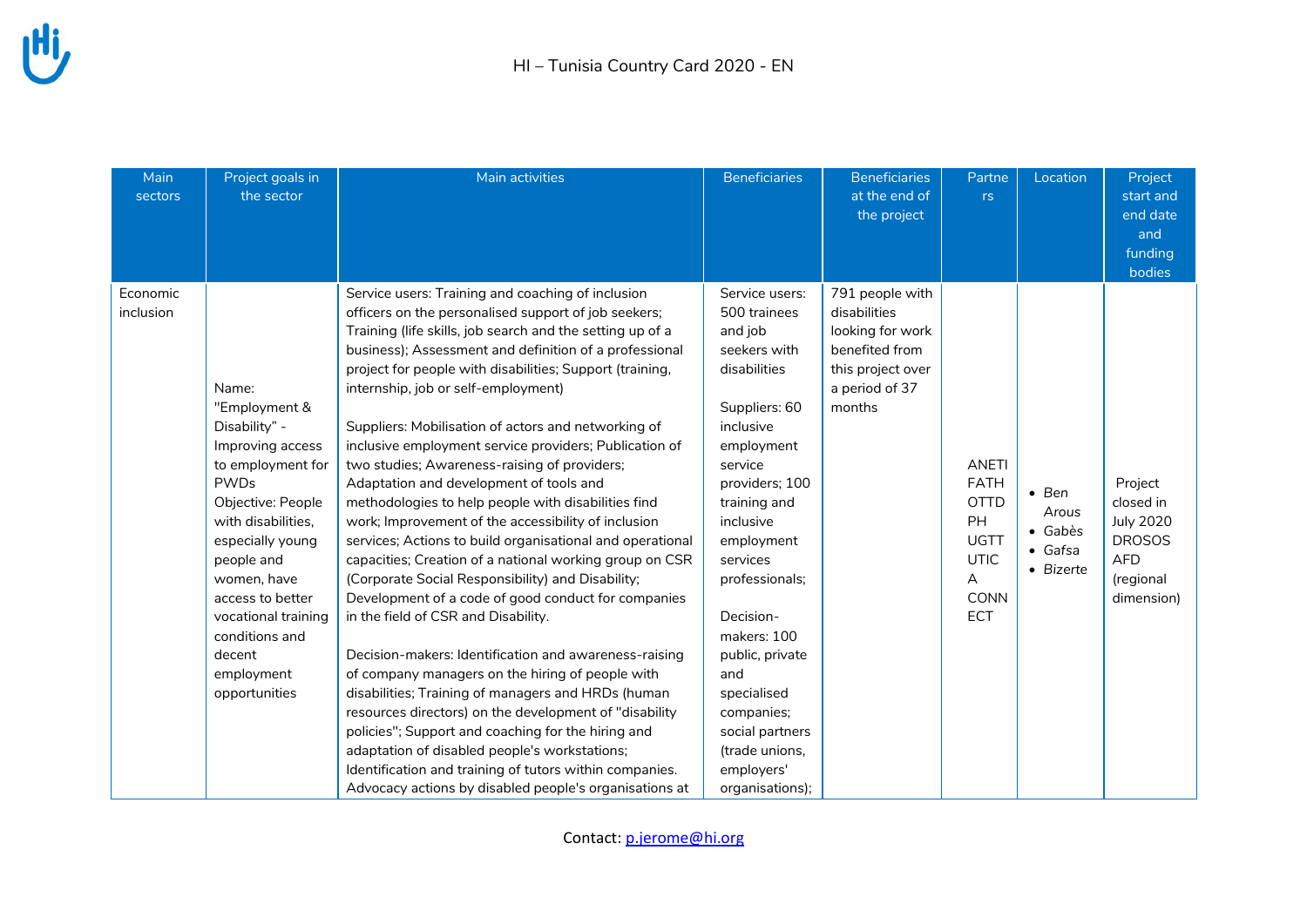| Main sectors | Project goals in the sector | Main activities | Beneficiaries | Beneficiaries at the end of the project | Partners | Location | Project start and end date and funding bodies |
|---|---|---|---|---|---|---|---|
| Economic inclusion | Name: "Employment & Disability" - Improving access to employment for PWDs<br>Objective: People with disabilities, especially young people and women, have access to better vocational training conditions and decent employment opportunities | Service users: Training and coaching of inclusion officers on the personalised support of job seekers; Training (life skills, job search and the setting up of a business); Assessment and definition of a professional project for people with disabilities; Support (training, internship, job or self-employment)<br><br>Suppliers: Mobilisation of actors and networking of inclusive employment service providers; Publication of two studies; Awareness-raising of providers; Adaptation and development of tools and methodologies to help people with disabilities find work; Improvement of the accessibility of inclusion services; Actions to build organisational and operational capacities; Creation of a national working group on CSR (Corporate Social Responsibility) and Disability; Development of a code of good conduct for companies in the field of CSR and Disability.<br><br>Decision-makers: Identification and awareness-raising of company managers on the hiring of people with disabilities; Training of managers and HRDs (human resources directors) on the development of "disability policies"; Support and coaching for the hiring and adaptation of disabled people's workstations; Identification and training of tutors within companies. Advocacy actions by disabled people's organisations at | Service users: 500 trainees and job seekers with disabilities<br><br>Suppliers: 60 inclusive employment service providers; 100 training and inclusive employment services professionals;<br><br>Decision-makers: 100 public, private and specialised companies; social partners (trade unions, employers' organisations); | 791 people with disabilities looking for work benefited from this project over a period of 37 months | ANETI<br>FATH<br>OTTDPH<br>UGTT<br>UTICA<br>CONNECT | • *Ben Arous*<br>• Gabès<br>• Gafsa<br>• *Bizerte* | Project closed in July 2020<br>DROSOS<br>AFD (regional dimension) |

Contact: p.jerome@hi.org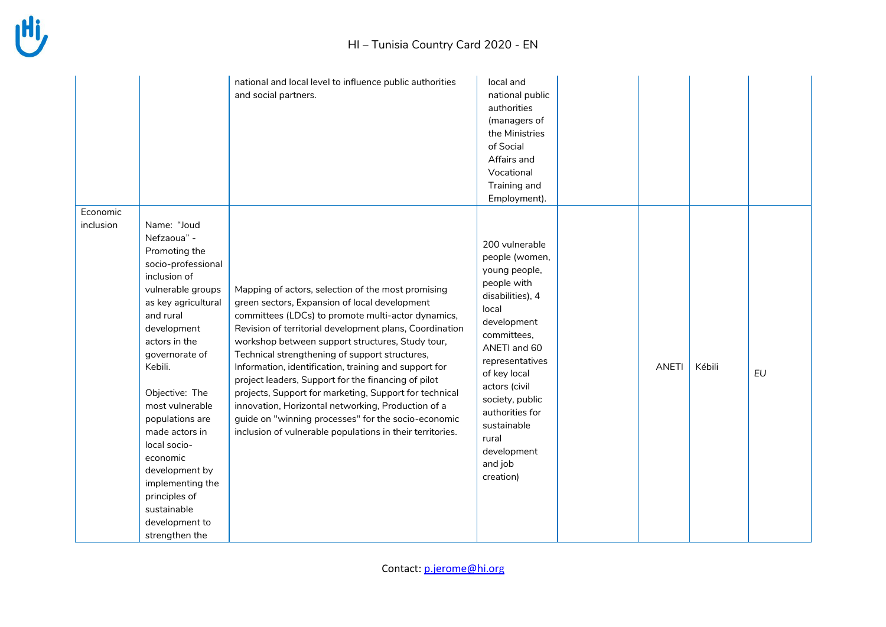| | | | | | | | |
|---|---|---|---|---|---|---|---|
| | | national and local level to influence public authorities and social partners. | local and national public authorities (managers of the Ministries of Social Affairs and Vocational Training and Employment). | | | | |
| Economic inclusion | Name: "Joud Nefzaoua" - Promoting the socio-professional inclusion of vulnerable groups as key agricultural and rural development actors in the governorate of Kebili. Objective: The most vulnerable populations are made actors in local socio-economic development by implementing the principles of sustainable development to strengthen the | Mapping of actors, selection of the most promising green sectors, Expansion of local development committees (LDCs) to promote multi-actor dynamics, Revision of territorial development plans, Coordination workshop between support structures, Study tour, Technical strengthening of support structures, Information, identification, training and support for project leaders, Support for the financing of pilot projects, Support for marketing, Support for technical innovation, Horizontal networking, Production of a guide on "winning processes" for the socio-economic inclusion of vulnerable populations in their territories. | 200 vulnerable people (women, young people, people with disabilities), 4 local development committees, ANETI and 60 representatives of key local actors (civil society, public authorities for sustainable rural development and job creation) | | ANETI | Kébili | *EU* |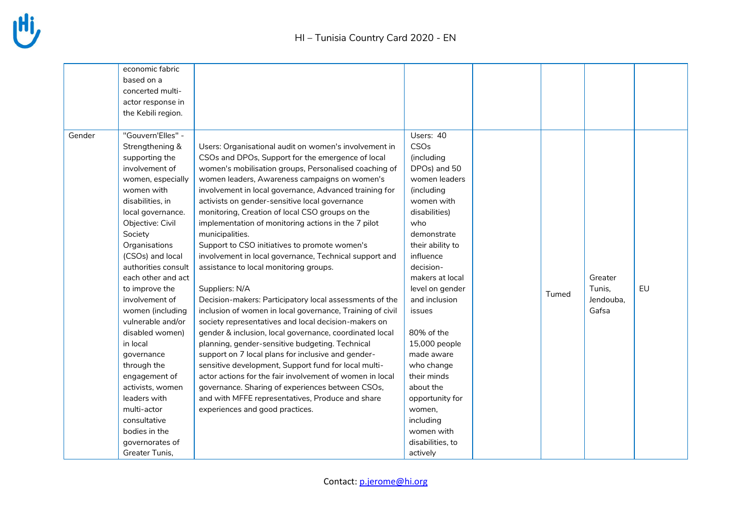| | | | | | | | |
|---|---|---|---|---|---|---|---|
| | economic fabric based on a concerted multi-actor response in the Kebili region. | | | | | | |
| Gender | "Gouvern'Elles" - Strengthening & supporting the involvement of women, especially women with disabilities, in local governance. Objective: Civil Society Organisations (CSOs) and local authorities consult each other and act to improve the involvement of women (including vulnerable and/or disabled women) in local governance through the engagement of activists, women leaders with multi-actor consultative bodies in the governorates of Greater Tunis, | Users: Organisational audit on women's involvement in CSOs and DPOs, Support for the emergence of local women's mobilisation groups, Personalised coaching of women leaders, Awareness campaigns on women's involvement in local governance, Advanced training for activists on gender-sensitive local governance monitoring, Creation of local CSO groups on the implementation of monitoring actions in the 7 pilot municipalities.<br>Support to CSO initiatives to promote women's involvement in local governance, Technical support and assistance to local monitoring groups.<br><br>Suppliers: N/A<br>Decision-makers: Participatory local assessments of the inclusion of women in local governance, Training of civil society representatives and local decision-makers on gender & inclusion, local governance, coordinated local planning, gender-sensitive budgeting. Technical support on 7 local plans for inclusive and gender-sensitive development, Support fund for local multi-actor actions for the fair involvement of women in local governance. Sharing of experiences between CSOs, and with MFFE representatives, Produce and share experiences and good practices. | Users: 40 CSOs (including DPOs) and 50 women leaders (including women with disabilities) who demonstrate their ability to influence decision-makers at local level on gender and inclusion issues<br><br>80% of the 15,000 people made aware who change their minds about the opportunity for women, including women with disabilities, to actively | | Tumed | Greater Tunis, Jendouba, Gafsa | EU |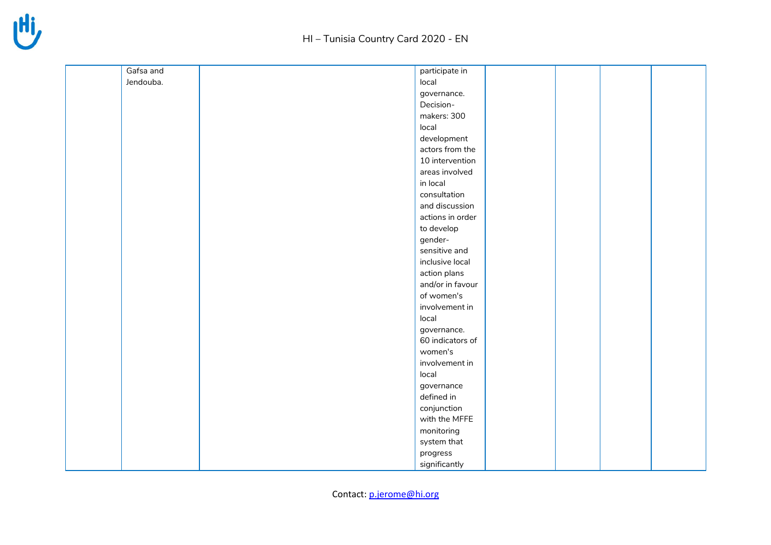|  | Gafsa and Jendouba. |  | participate in local governance. Decision-makers: 300 local development actors from the 10 intervention areas involved in local consultation and discussion actions in order to develop gender-sensitive and inclusive local action plans and/or in favour of women's involvement in local governance. 60 indicators of women's involvement in local governance defined in conjunction with the MFFE monitoring system that progress significantly |  |  |  |  |
|---|---|---|---|---|---|---|---|

Contact: p.jerome@hi.org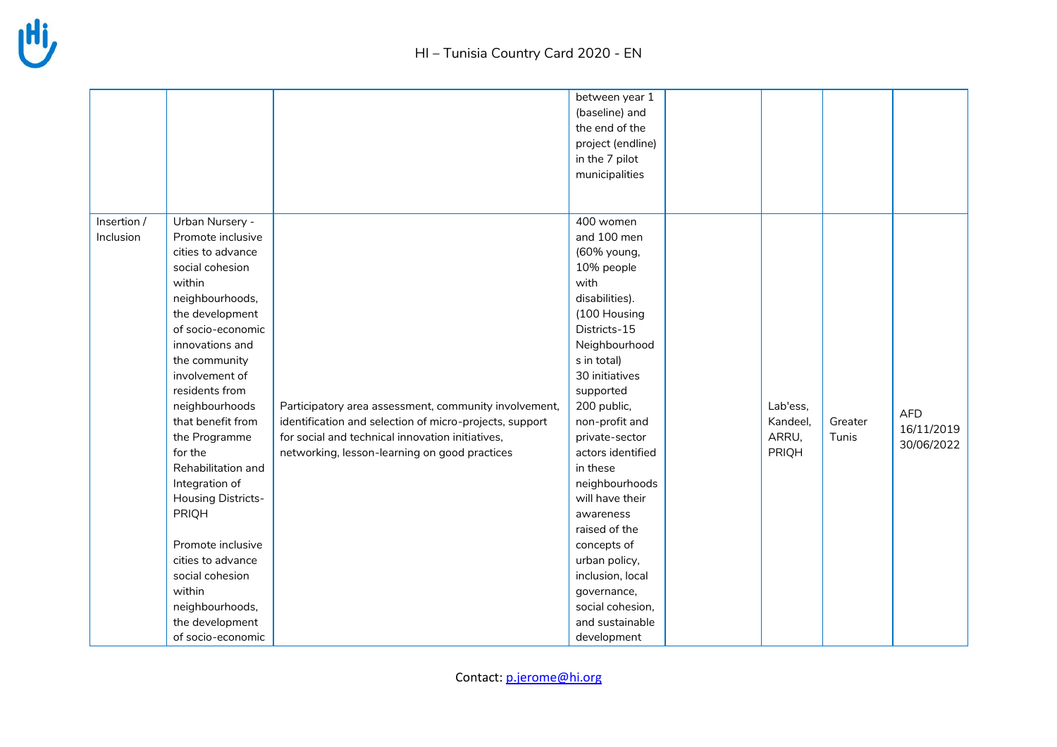| | | | between year 1 (baseline) and the end of the project (endline) in the 7 pilot municipalities | | | | |
|---|---|---|---|---|---|---|---|
| Insertion / Inclusion | Urban Nursery - Promote inclusive cities to advance social cohesion within neighbourhoods, the development of socio-economic innovations and the community involvement of residents from neighbourhoods that benefit from the Programme for the Rehabilitation and Integration of Housing Districts- PRIQH<br><br>Promote inclusive cities to advance social cohesion within neighbourhoods, the development of socio-economic | Participatory area assessment, community involvement, identification and selection of micro-projects, support for social and technical innovation initiatives, networking, lesson-learning on good practices | 400 women and 100 men (60% young, 10% people with disabilities). (100 Housing Districts-15 Neighbourhoods in total) 30 initiatives supported 200 public, non-profit and private-sector actors identified in these neighbourhoods will have their awareness raised of the concepts of urban policy, inclusion, local governance, social cohesion, and sustainable development | | Lab'ess, Kandeel, ARRU, PRIQH | Greater Tunis | AFD 16/11/2019 30/06/2022 |

Contact: p.jerome@hi.org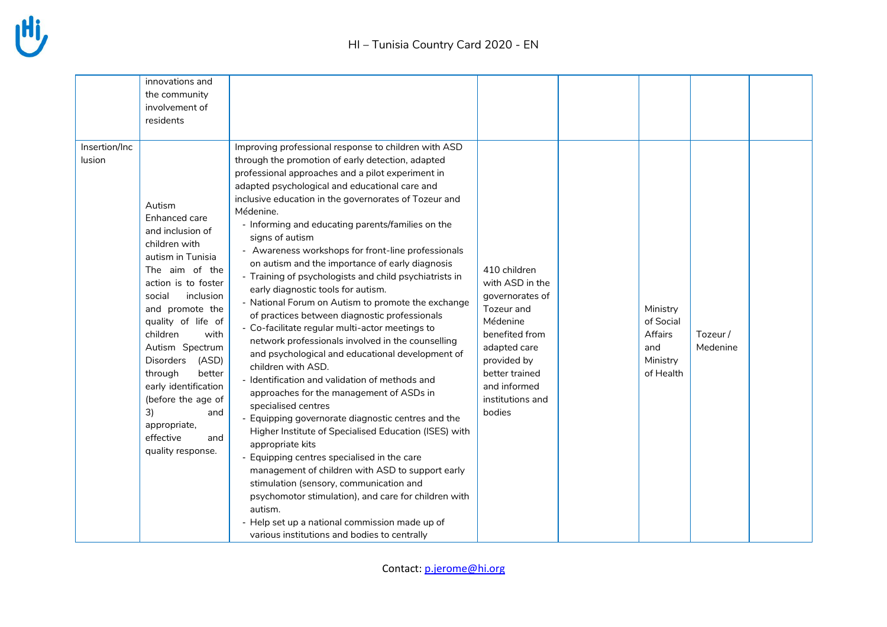| | | | | | | | |
|---|---|---|---|---|---|---|---|
| | innovations and the community involvement of residents | | | | | | |
| Insertion/Inclusion | Autism<br>Enhanced care and inclusion of children with autism in Tunisia<br>The aim of the action is to foster social inclusion and promote the quality of life of children with Autism Spectrum Disorders (ASD) through better early identification (before the age of 3) and appropriate, effective and quality response. | Improving professional response to children with ASD through the promotion of early detection, adapted professional approaches and a pilot experiment in adapted psychological and educational care and inclusive education in the governorates of Tozeur and Médenine.<br>- Informing and educating parents/families on the signs of autism<br>- Awareness workshops for front-line professionals on autism and the importance of early diagnosis<br>- Training of psychologists and child psychiatrists in early diagnostic tools for autism.<br>- National Forum on Autism to promote the exchange of practices between diagnostic professionals<br>- Co-facilitate regular multi-actor meetings to network professionals involved in the counselling and psychological and educational development of children with ASD.<br>- Identification and validation of methods and approaches for the management of ASDs in specialised centres<br>- Equipping governorate diagnostic centres and the Higher Institute of Specialised Education (ISES) with appropriate kits<br>- Equipping centres specialised in the care management of children with ASD to support early stimulation (sensory, communication and psychomotor stimulation), and care for children with autism.<br>- Help set up a national commission made up of various institutions and bodies to centrally | 410 children with ASD in the governorates of Tozeur and Médenine benefited from adapted care provided by better trained and informed institutions and bodies | | Ministry of Social Affairs and Ministry of Health | Tozeur / Medenine | |

Contact: p.jerome@hi.org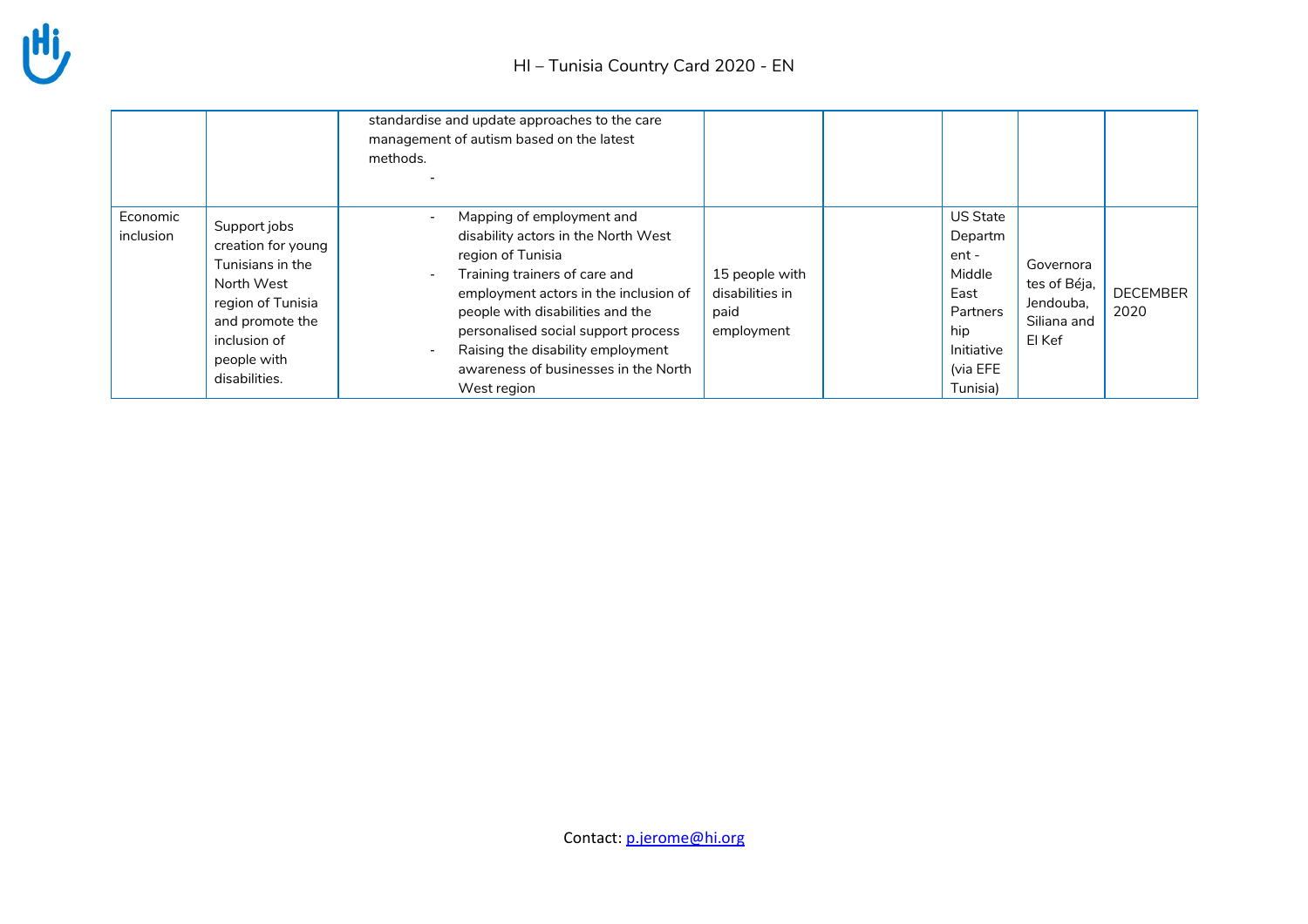| | | | | | | | |
|---|---|---|---|---|---|---|---|
| | | standardise and update approaches to the care management of autism based on the latest methods.<br>- | | | | | |
| Economic inclusion | Support jobs creation for young Tunisians in the North West region of Tunisia and promote the inclusion of people with disabilities. | - Mapping of employment and disability actors in the North West region of Tunisia<br>- Training trainers of care and employment actors in the inclusion of people with disabilities and the personalised social support process<br>- Raising the disability employment awareness of businesses in the North West region | 15 people with disabilities in paid employment | | US State Department - Middle East Partnership Initiative (via EFE Tunisia) | Governorates of Béja, Jendouba, Siliana and El Kef | DECEMBER 2020 |

Contact: p.jerome@hi.org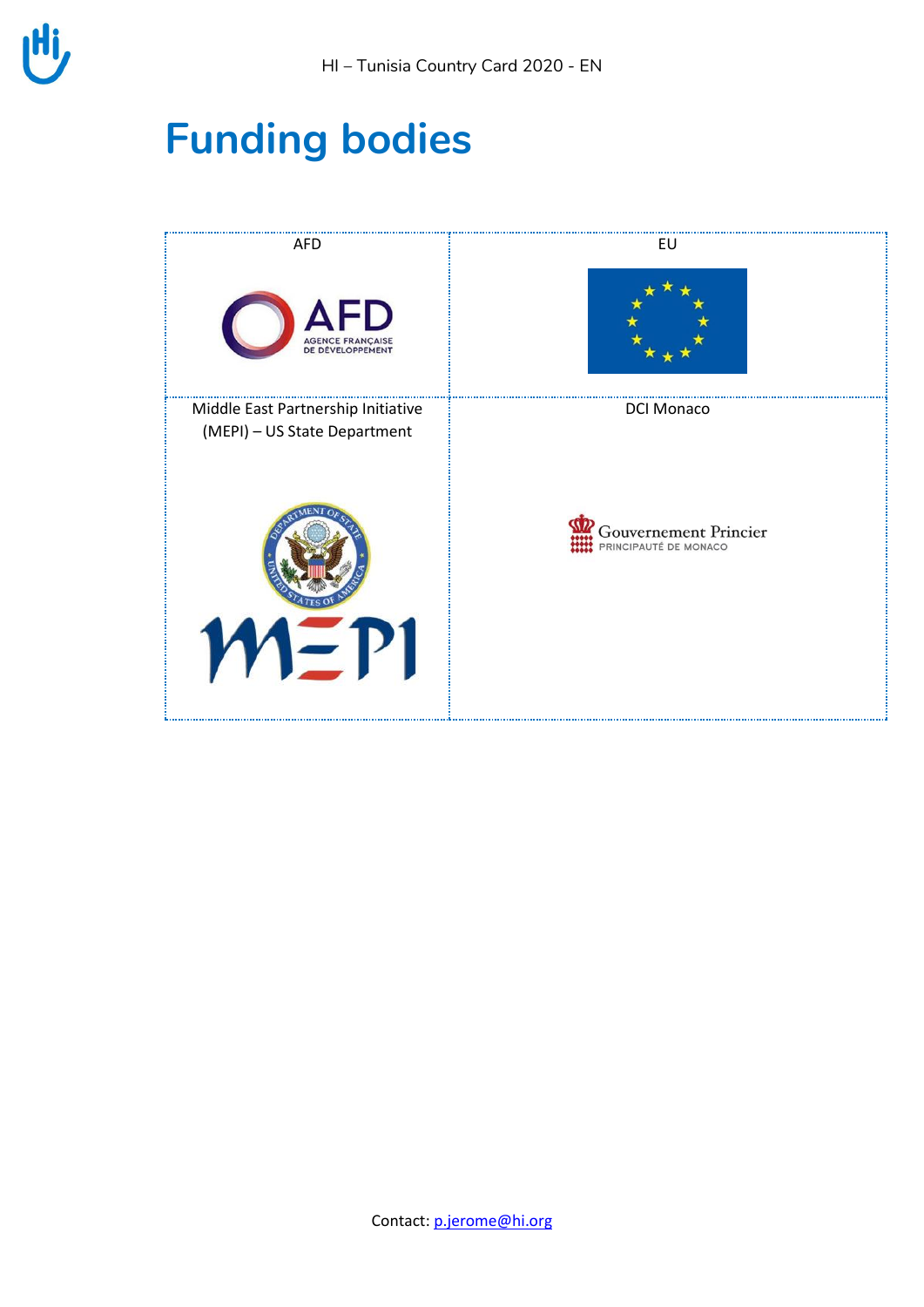# Funding bodies

| | |
|---|---|
| AFD | EU |
| Middle East Partnership Initiative (MEPI) – US State Department | DCI Monaco |

Contact: p.jerome@hi.org